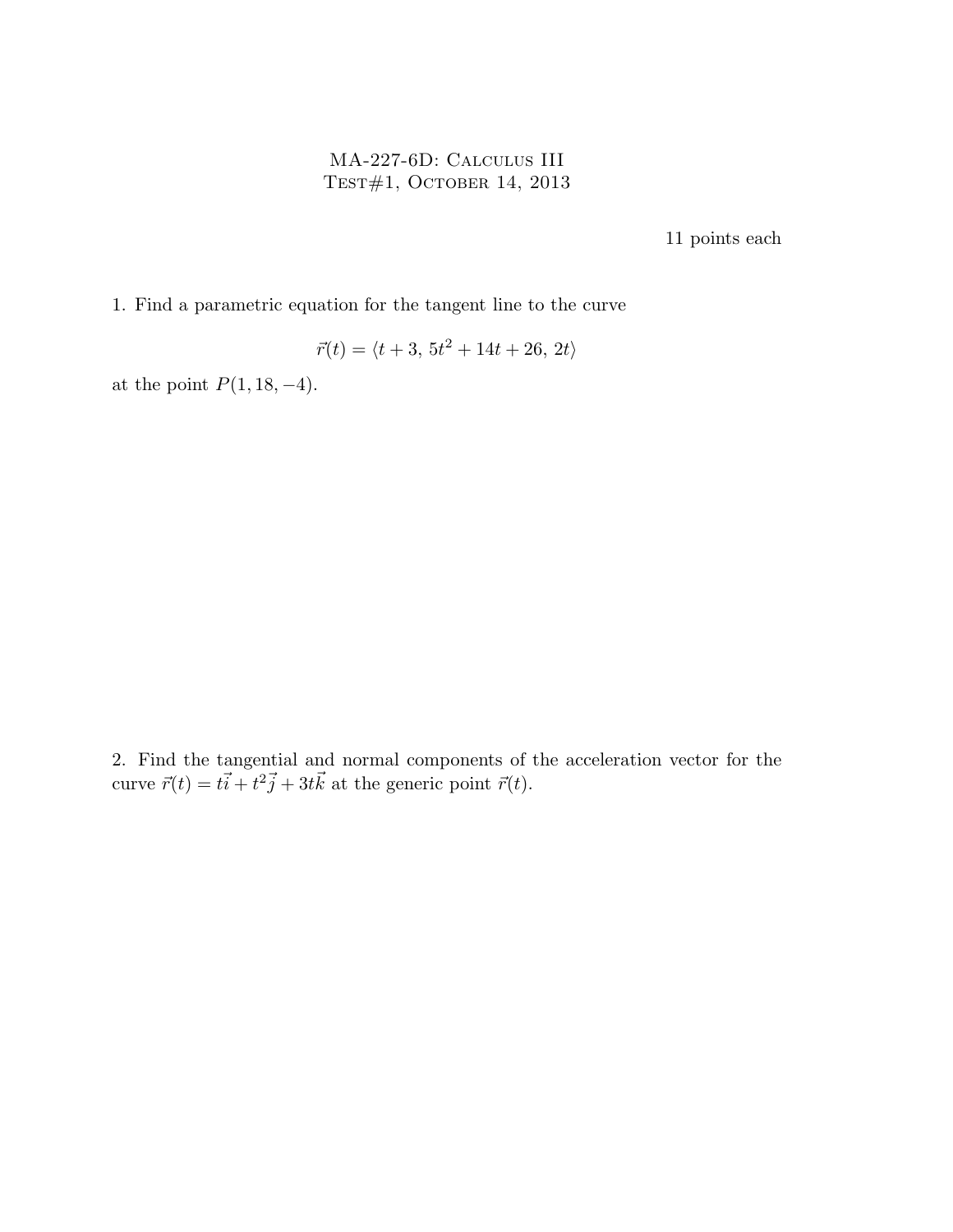# MA-227-6D: Calculus III
## Test#1, October 14, 2013

11 points each

1. Find a parametric equation for the tangent line to the curve

$$\vec{r}(t) = \langle t+3,\ 5t^2 + 14t + 26,\ 2t \rangle$$

at the point $P(1, 18, -4)$.

2. Find the tangential and normal components of the acceleration vector for the curve $\vec{r}(t) = t\vec{i} + t^2\vec{j} + 3t\vec{k}$ at the generic point $\vec{r}(t)$.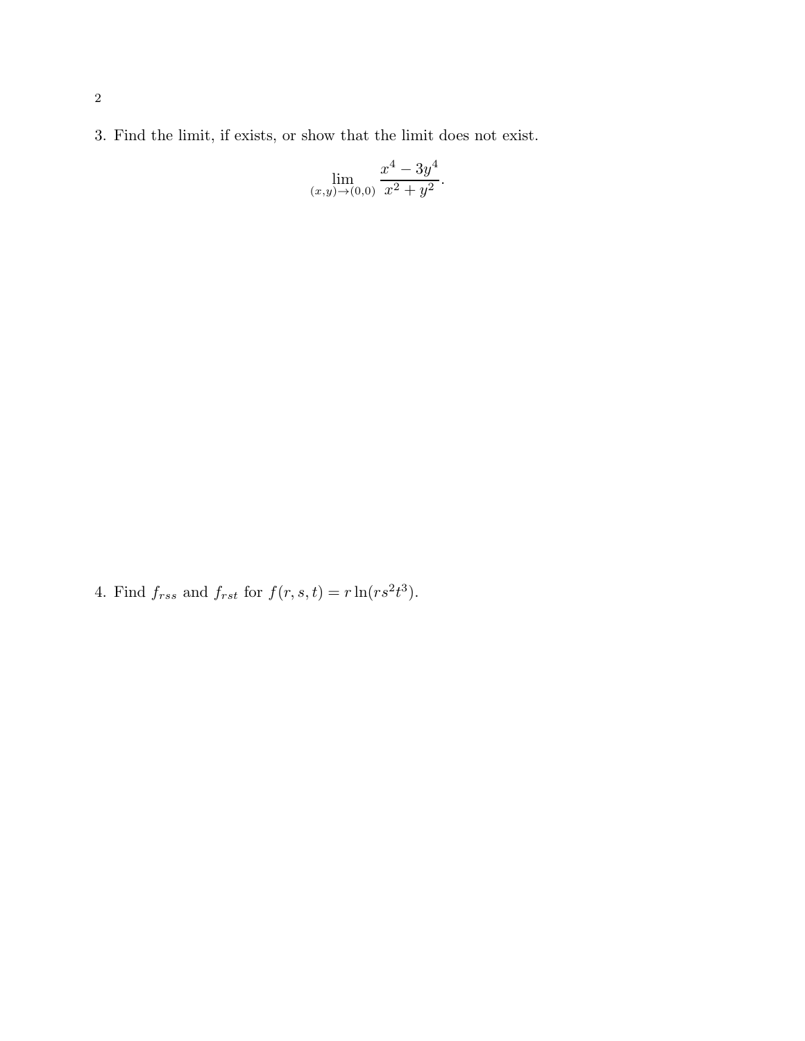3. Find the limit, if exists, or show that the limit does not exist.

$$\lim_{(x,y)\to(0,0)} \frac{x^4 - 3y^4}{x^2 + y^2}.$$

4. Find $f_{rss}$ and $f_{rst}$ for $f(r, s, t) = r \ln(rs^2t^3)$.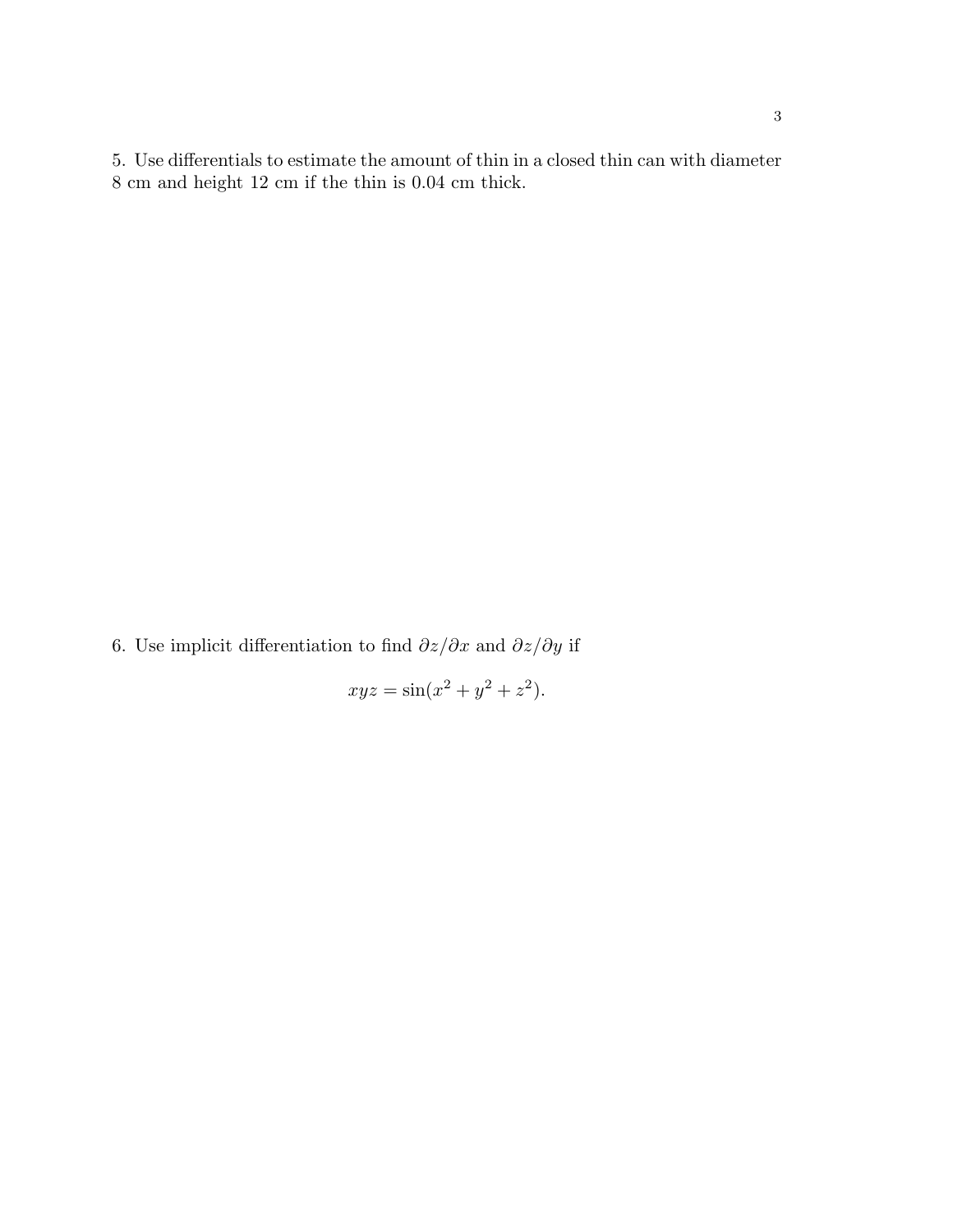5. Use differentials to estimate the amount of thin in a closed thin can with diameter 8 cm and height 12 cm if the thin is 0.04 cm thick.

6. Use implicit differentiation to find $\partial z/\partial x$ and $\partial z/\partial y$ if

$$xyz = \sin(x^2 + y^2 + z^2).$$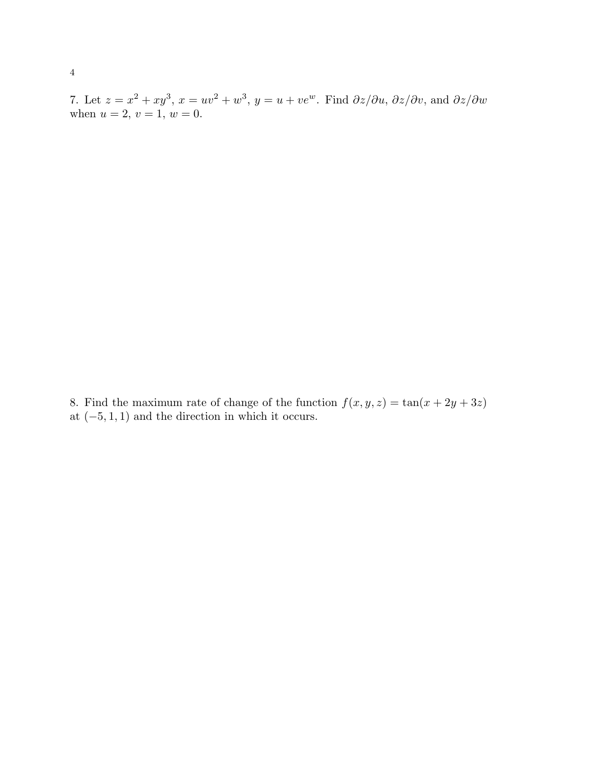7. Let $z = x^2 + xy^3$, $x = uv^2 + w^3$, $y = u + ve^w$. Find $\partial z/\partial u$, $\partial z/\partial v$, and $\partial z/\partial w$ when $u = 2$, $v = 1$, $w = 0$.

8. Find the maximum rate of change of the function $f(x, y, z) = \tan(x + 2y + 3z)$ at $(-5, 1, 1)$ and the direction in which it occurs.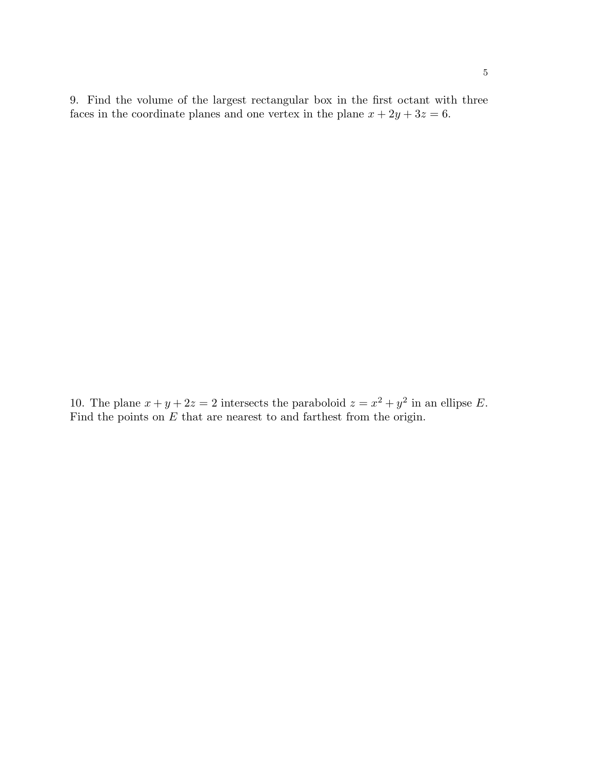9. Find the volume of the largest rectangular box in the first octant with three faces in the coordinate planes and one vertex in the plane $x + 2y + 3z = 6$.

10. The plane $x + y + 2z = 2$ intersects the paraboloid $z = x^2 + y^2$ in an ellipse $E$. Find the points on $E$ that are nearest to and farthest from the origin.